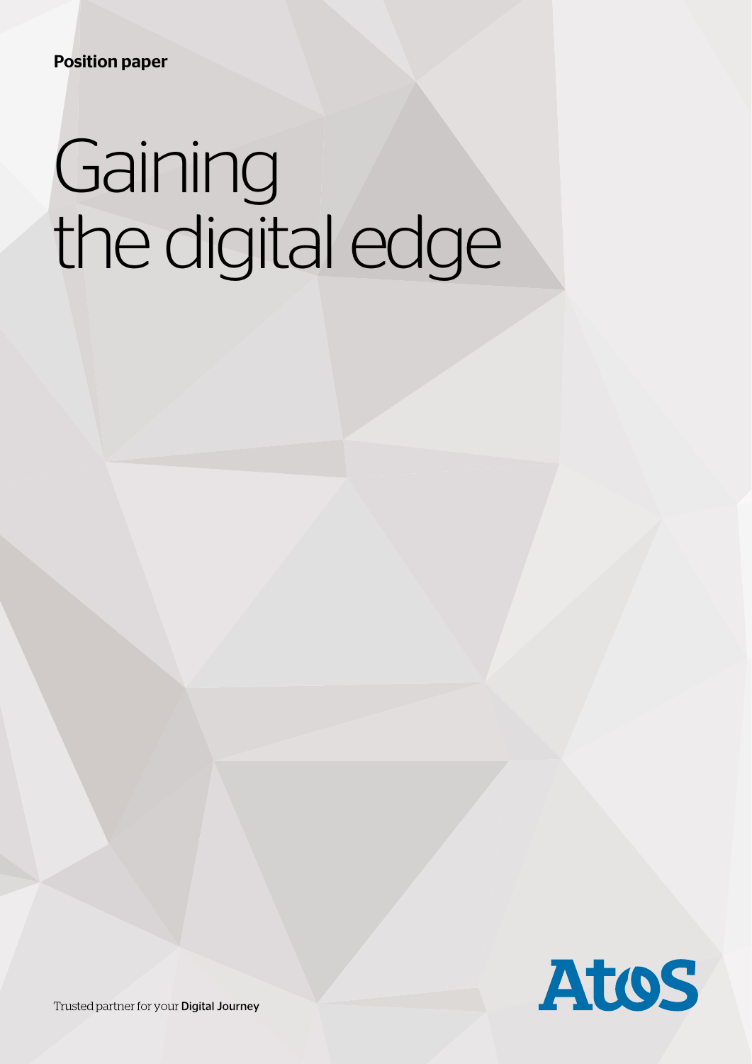Position paper

# Gaining the digital edge

Trusted partner for your **Digital Journey**

Atos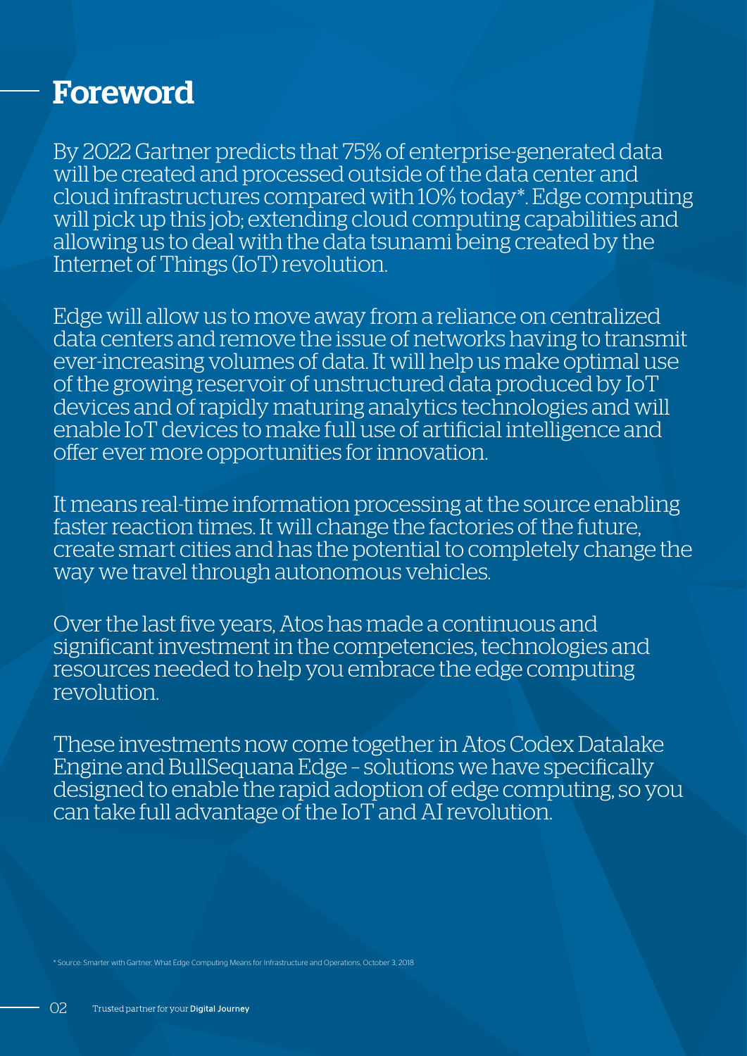# Foreword

By 2022 Gartner predicts that 75% of enterprise-generated data will be created and processed outside of the data center and cloud infrastructures compared with 10% today*. Edge computing will pick up this job; extending cloud computing capabilities and allowing us to deal with the data tsunami being created by the Internet of Things (IoT) revolution.

Edge will allow us to move away from a reliance on centralized data centers and remove the issue of networks having to transmit ever-increasing volumes of data. It will help us make optimal use of the growing reservoir of unstructured data produced by IoT devices and of rapidly maturing analytics technologies and will enable IoT devices to make full use of artificial intelligence and offer ever more opportunities for innovation.

It means real-time information processing at the source enabling faster reaction times. It will change the factories of the future, create smart cities and has the potential to completely change the way we travel through autonomous vehicles.

Over the last five years, Atos has made a continuous and significant investment in the competencies, technologies and resources needed to help you embrace the edge computing revolution.

These investments now come together in Atos Codex Datalake Engine and BullSequana Edge – solutions we have specifically designed to enable the rapid adoption of edge computing, so you can take full advantage of the IoT and AI revolution.

\* Source: Smarter with Gartner, What Edge Computing Means for Infrastructure and Operations, October 3, 2018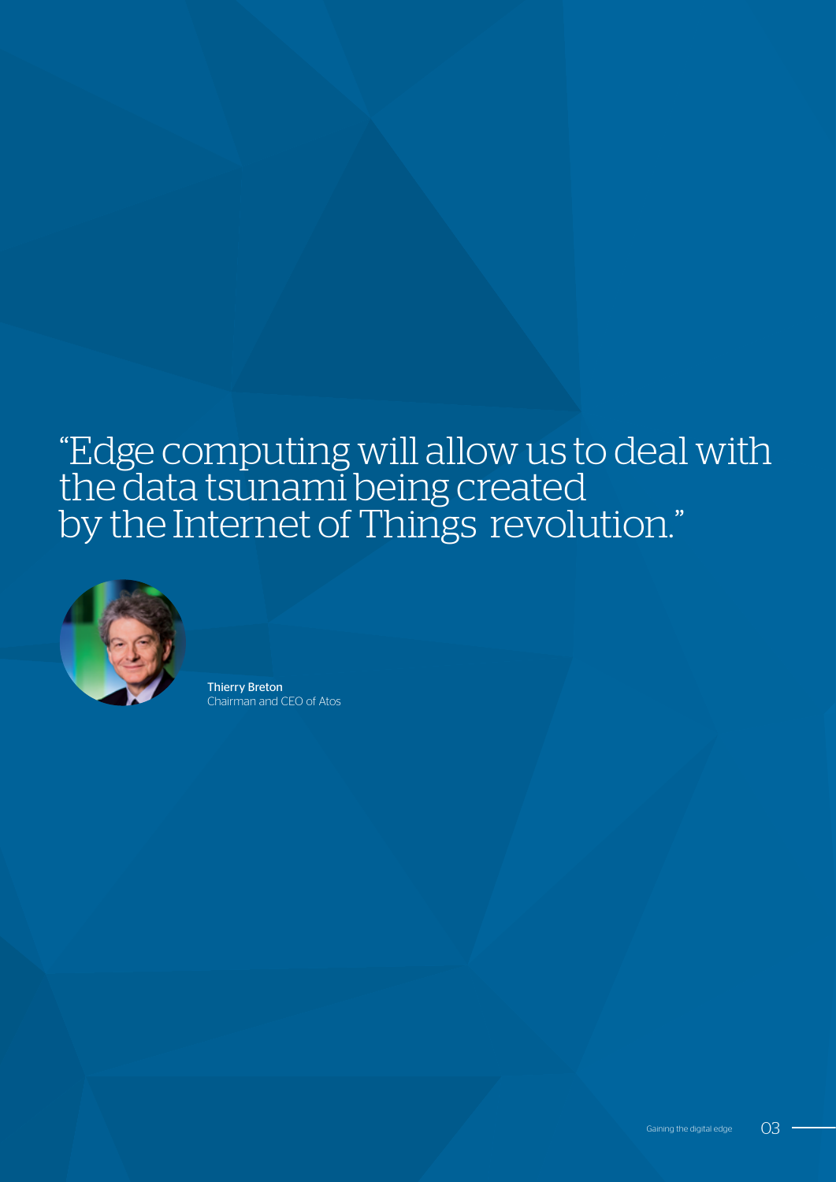"Edge computing will allow us to deal with the data tsunami being created by the Internet of Things revolution."

**Thierry Breton**
Chairman and CEO of Atos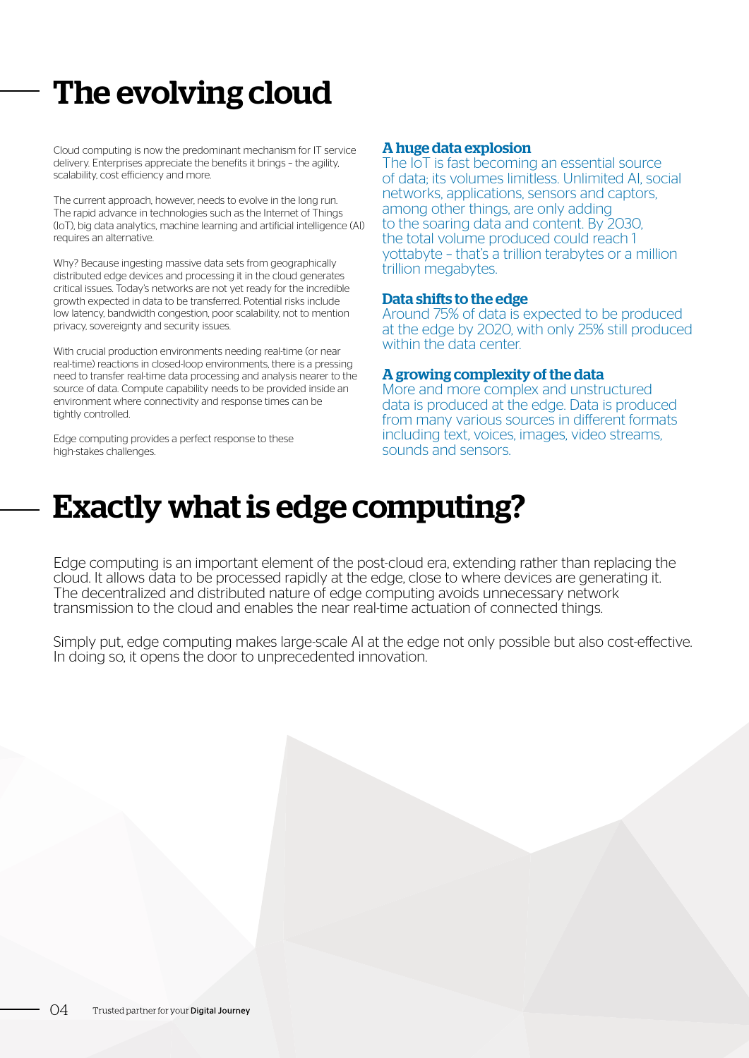# The evolving cloud

Cloud computing is now the predominant mechanism for IT service delivery. Enterprises appreciate the benefits it brings – the agility, scalability, cost efficiency and more.

The current approach, however, needs to evolve in the long run. The rapid advance in technologies such as the Internet of Things (IoT), big data analytics, machine learning and artificial intelligence (AI) requires an alternative.

Why? Because ingesting massive data sets from geographically distributed edge devices and processing it in the cloud generates critical issues. Today's networks are not yet ready for the incredible growth expected in data to be transferred. Potential risks include low latency, bandwidth congestion, poor scalability, not to mention privacy, sovereignty and security issues.

With crucial production environments needing real-time (or near real-time) reactions in closed-loop environments, there is a pressing need to transfer real-time data processing and analysis nearer to the source of data. Compute capability needs to be provided inside an environment where connectivity and response times can be tightly controlled.

Edge computing provides a perfect response to these high-stakes challenges.

### A huge data explosion

The IoT is fast becoming an essential source of data; its volumes limitless. Unlimited AI, social networks, applications, sensors and captors, among other things, are only adding to the soaring data and content. By 2030, the total volume produced could reach 1 yottabyte – that's a trillion terabytes or a million trillion megabytes.

### Data shifts to the edge

Around 75% of data is expected to be produced at the edge by 2020, with only 25% still produced within the data center.

### A growing complexity of the data

More and more complex and unstructured data is produced at the edge. Data is produced from many various sources in different formats including text, voices, images, video streams, sounds and sensors.

# Exactly what is edge computing?

Edge computing is an important element of the post-cloud era, extending rather than replacing the cloud. It allows data to be processed rapidly at the edge, close to where devices are generating it. The decentralized and distributed nature of edge computing avoids unnecessary network transmission to the cloud and enables the near real-time actuation of connected things.

Simply put, edge computing makes large-scale AI at the edge not only possible but also cost-effective. In doing so, it opens the door to unprecedented innovation.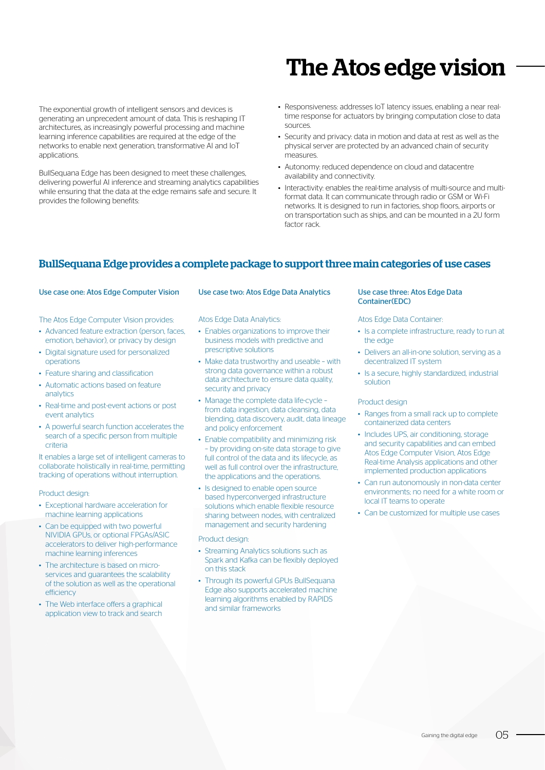# The Atos edge vision

The exponential growth of intelligent sensors and devices is generating an unprecedent amount of data. This is reshaping IT architectures, as increasingly powerful processing and machine learning inference capabilities are required at the edge of the networks to enable next generation, transformative AI and IoT applications.

BullSequana Edge has been designed to meet these challenges, delivering powerful AI inference and streaming analytics capabilities while ensuring that the data at the edge remains safe and secure. It provides the following benefits:

- Responsiveness: addresses IoT latency issues, enabling a near real-time response for actuators by bringing computation close to data sources.
- Security and privacy: data in motion and data at rest as well as the physical server are protected by an advanced chain of security measures.
- Autonomy: reduced dependence on cloud and datacentre availability and connectivity.
- Interactivity: enables the real-time analysis of multi-source and multi-format data. It can communicate through radio or GSM or Wi-Fi networks. It is designed to run in factories, shop floors, airports or on transportation such as ships, and can be mounted in a 2U form factor rack.

## BullSequana Edge provides a complete package to support three main categories of use cases

### Use case one: Atos Edge Computer Vision

The Atos Edge Computer Vision provides:

- Advanced feature extraction (person, faces, emotion, behavior), or privacy by design
- Digital signature used for personalized operations
- Feature sharing and classification
- Automatic actions based on feature analytics
- Real-time and post-event actions or post event analytics
- A powerful search function accelerates the search of a specific person from multiple criteria

It enables a large set of intelligent cameras to collaborate holistically in real-time, permitting tracking of operations without interruption.

Product design:

- Exceptional hardware acceleration for machine learning applications
- Can be equipped with two powerful NIVIDIA GPUs, or optional FPGAs/ASIC accelerators to deliver high-performance machine learning inferences
- The architecture is based on micro-services and guarantees the scalability of the solution as well as the operational efficiency
- The Web interface offers a graphical application view to track and search

### Use case two: Atos Edge Data Analytics

Atos Edge Data Analytics:

- Enables organizations to improve their business models with predictive and prescriptive solutions
- Make data trustworthy and useable – with strong data governance within a robust data architecture to ensure data quality, security and privacy
- Manage the complete data life-cycle – from data ingestion, data cleansing, data blending, data discovery, audit, data lineage and policy enforcement
- Enable compatibility and minimizing risk – by providing on-site data storage to give full control of the data and its lifecycle, as well as full control over the infrastructure, the applications and the operations.
- Is designed to enable open source based hyperconverged infrastructure solutions which enable flexible resource sharing between nodes, with centralized management and security hardening

Product design:

- Streaming Analytics solutions such as Spark and Kafka can be flexibly deployed on this stack
- Through its powerful GPUs BullSequana Edge also supports accelerated machine learning algorithms enabled by RAPIDS and similar frameworks

### Use case three: Atos Edge Data Container(EDC)

Atos Edge Data Container:

- Is a complete infrastructure, ready to run at the edge
- Delivers an all-in-one solution, serving as a decentralized IT system
- Is a secure, highly standardized, industrial solution

Product design

- Ranges from a small rack up to complete containerized data centers
- Includes UPS, air conditioning, storage and security capabilities and can embed Atos Edge Computer Vision, Atos Edge Real-time Analysis applications and other implemented production applications
- Can run autonomously in non-data center environments; no need for a white room or local IT teams to operate
- Can be customized for multiple use cases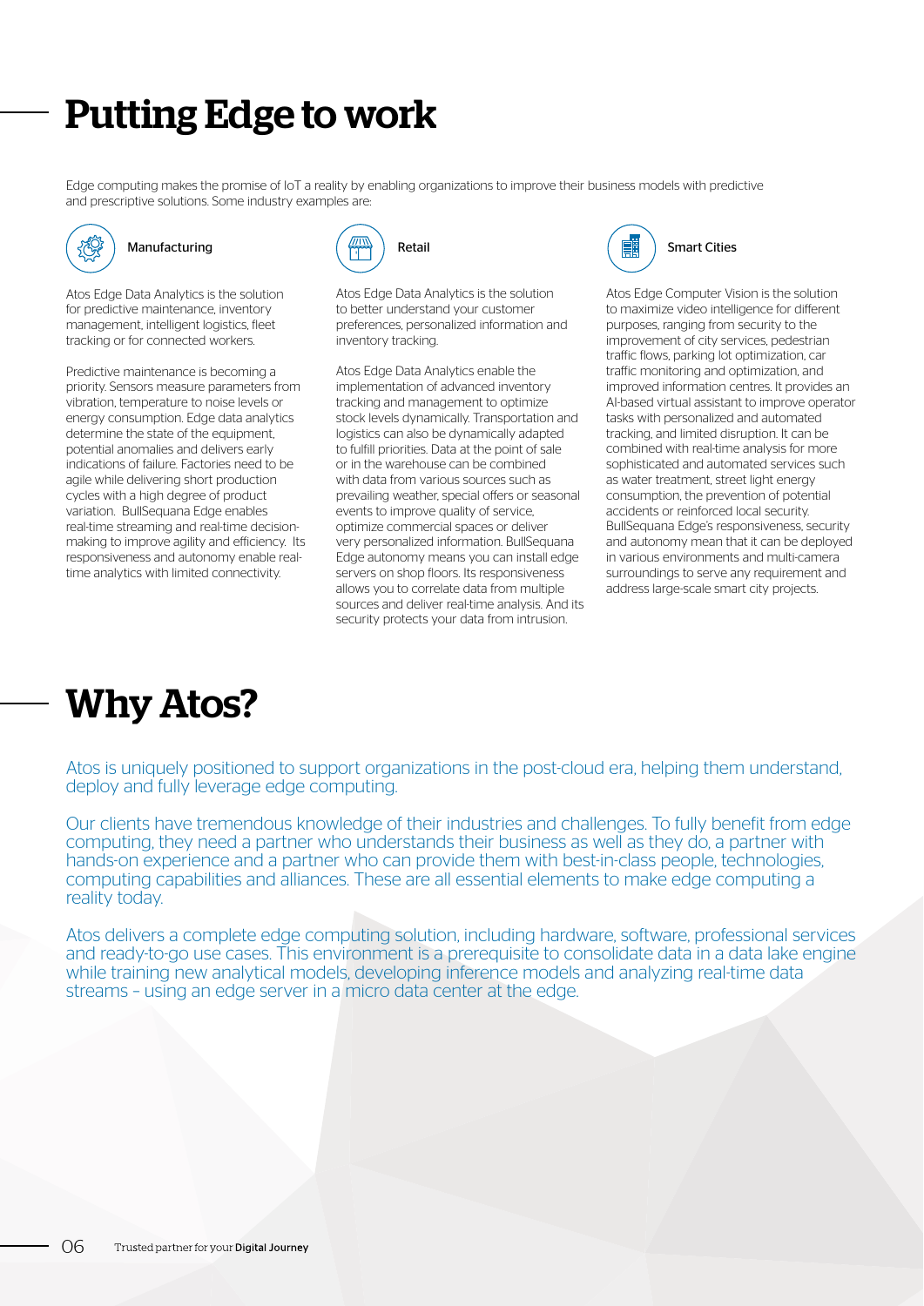# Putting Edge to work

Edge computing makes the promise of IoT a reality by enabling organizations to improve their business models with predictive and prescriptive solutions. Some industry examples are:

### Manufacturing

Atos Edge Data Analytics is the solution for predictive maintenance, inventory management, intelligent logistics, fleet tracking or for connected workers.

Predictive maintenance is becoming a priority. Sensors measure parameters from vibration, temperature to noise levels or energy consumption. Edge data analytics determine the state of the equipment, potential anomalies and delivers early indications of failure. Factories need to be agile while delivering short production cycles with a high degree of product variation. BullSequana Edge enables real-time streaming and real-time decision-making to improve agility and efficiency. Its responsiveness and autonomy enable real-time analytics with limited connectivity.

### Retail

Atos Edge Data Analytics is the solution to better understand your customer preferences, personalized information and inventory tracking.

Atos Edge Data Analytics enable the implementation of advanced inventory tracking and management to optimize stock levels dynamically. Transportation and logistics can also be dynamically adapted to fulfill priorities. Data at the point of sale or in the warehouse can be combined with data from various sources such as prevailing weather, special offers or seasonal events to improve quality of service, optimize commercial spaces or deliver very personalized information. BullSequana Edge autonomy means you can install edge servers on shop floors. Its responsiveness allows you to correlate data from multiple sources and deliver real-time analysis. And its security protects your data from intrusion.

### Smart Cities

Atos Edge Computer Vision is the solution to maximize video intelligence for different purposes, ranging from security to the improvement of city services, pedestrian traffic flows, parking lot optimization, car traffic monitoring and optimization, and improved information centres. It provides an AI-based virtual assistant to improve operator tasks with personalized and automated tracking, and limited disruption. It can be combined with real-time analysis for more sophisticated and automated services such as water treatment, street light energy consumption, the prevention of potential accidents or reinforced local security. BullSequana Edge's responsiveness, security and autonomy mean that it can be deployed in various environments and multi-camera surroundings to serve any requirement and address large-scale smart city projects.

# Why Atos?

Atos is uniquely positioned to support organizations in the post-cloud era, helping them understand, deploy and fully leverage edge computing.

Our clients have tremendous knowledge of their industries and challenges. To fully benefit from edge computing, they need a partner who understands their business as well as they do, a partner with hands-on experience and a partner who can provide them with best-in-class people, technologies, computing capabilities and alliances. These are all essential elements to make edge computing a reality today.

Atos delivers a complete edge computing solution, including hardware, software, professional services and ready-to-go use cases. This environment is a prerequisite to consolidate data in a data lake engine while training new analytical models, developing inference models and analyzing real-time data streams – using an edge server in a micro data center at the edge.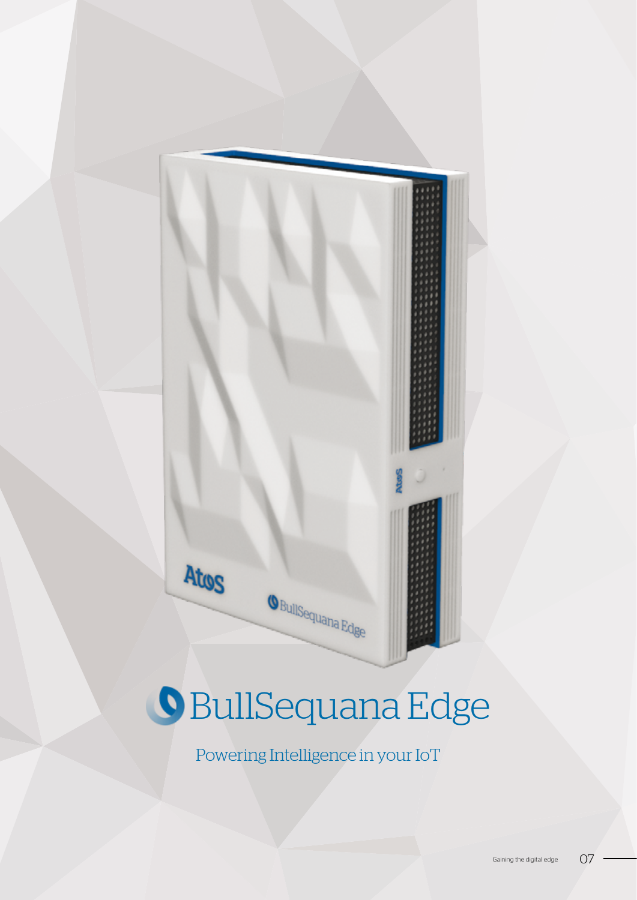# BullSequana Edge

Powering Intelligence in your IoT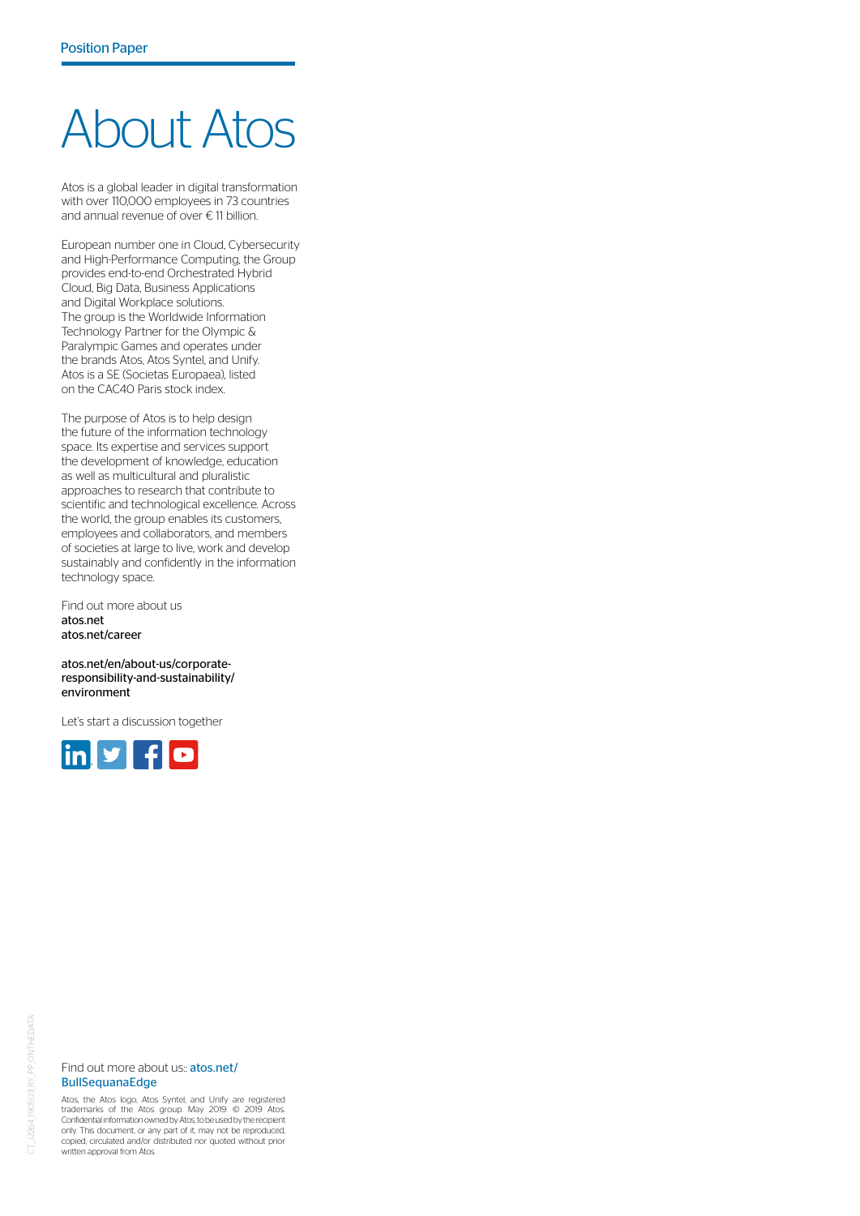# About Atos

Atos is a global leader in digital transformation with over 110,000 employees in 73 countries and annual revenue of over € 11 billion.

European number one in Cloud, Cybersecurity and High-Performance Computing, the Group provides end-to-end Orchestrated Hybrid Cloud, Big Data, Business Applications and Digital Workplace solutions. The group is the Worldwide Information Technology Partner for the Olympic & Paralympic Games and operates under the brands Atos, Atos Syntel, and Unify. Atos is a SE (Societas Europaea), listed on the CAC40 Paris stock index.

The purpose of Atos is to help design the future of the information technology space. Its expertise and services support the development of knowledge, education as well as multicultural and pluralistic approaches to research that contribute to scientific and technological excellence. Across the world, the group enables its customers, employees and collaborators, and members of societies at large to live, work and develop sustainably and confidently in the information technology space.

Find out more about us
atos.net
atos.net/career

atos.net/en/about-us/corporate-responsibility-and-sustainability/environment

Let's start a discussion together

Find out more about us:: atos.net/BullSequanaEdge

Atos, the Atos logo, Atos Syntel, and Unify are registered trademarks of the Atos group. May 2019. © 2019 Atos. Confidential information owned by Atos, to be used by the recipient only. This document, or any part of it, may not be reproduced, copied, circulated and/or distributed nor quoted without prior written approval from Atos.

CT_J2264_190503_RY_PP_ONTHEDATA